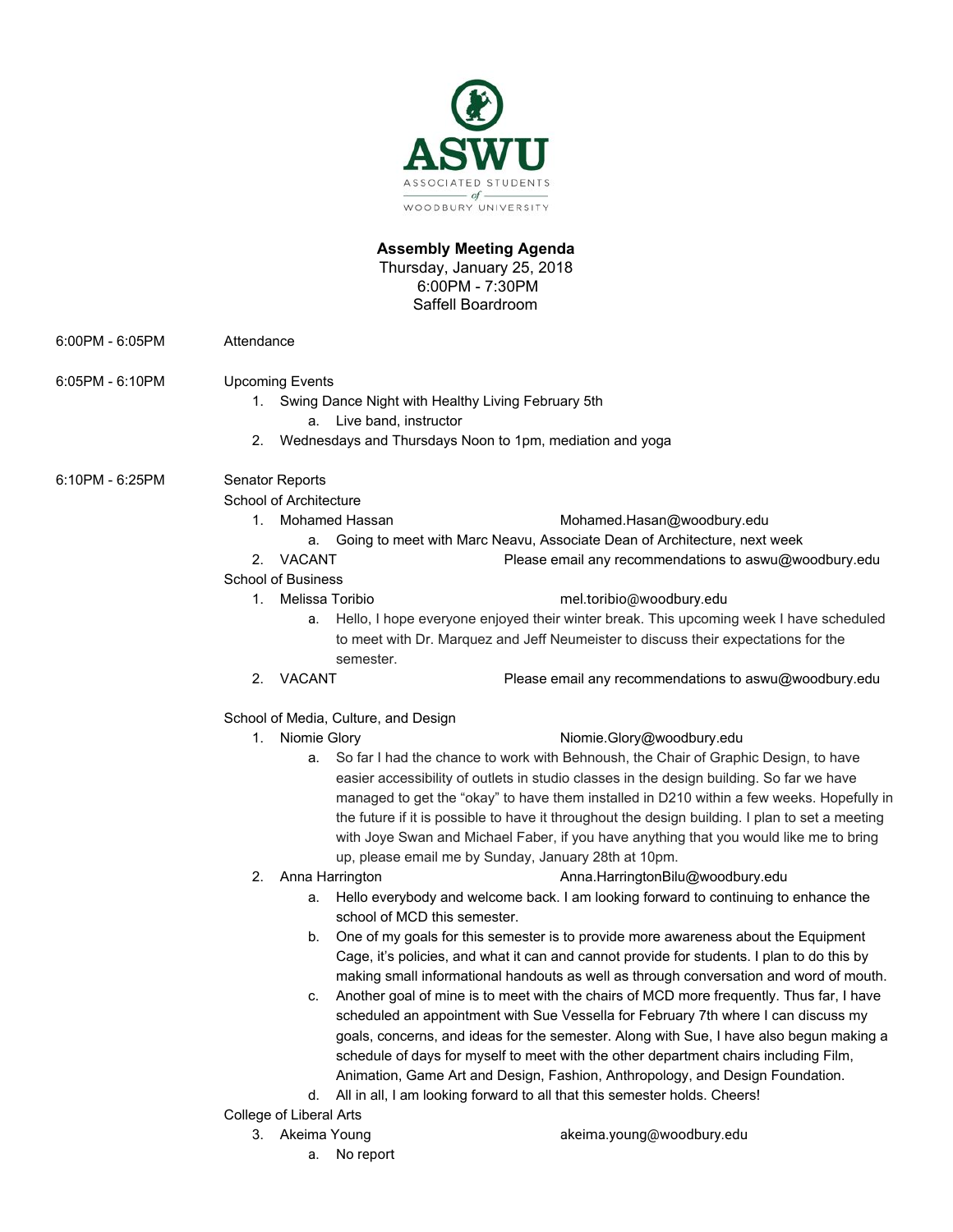**ASWU**

ASSOCIATED STUDENTS of WOODBURY UNIVERSITY

# Assembly Meeting Agenda

Thursday, January 25, 2018
6:00PM - 7:30PM
Saffell Boardroom

**6:00PM - 6:05PM** Attendance

**6:05PM - 6:10PM** Upcoming Events

1. Swing Dance Night with Healthy Living February 5th
   a. Live band, instructor
2. Wednesdays and Thursdays Noon to 1pm, mediation and yoga

**6:10PM - 6:25PM** Senator Reports

School of Architecture

1. Mohamed Hassan — Mohamed.Hasan@woodbury.edu
   a. Going to meet with Marc Neavu, Associate Dean of Architecture, next week
2. VACANT — Please email any recommendations to aswu@woodbury.edu

School of Business

1. Melissa Toribio — mel.toribio@woodbury.edu
   a. Hello, I hope everyone enjoyed their winter break. This upcoming week I have scheduled to meet with Dr. Marquez and Jeff Neumeister to discuss their expectations for the semester.
2. VACANT — Please email any recommendations to aswu@woodbury.edu

School of Media, Culture, and Design

1. Niomie Glory — Niomie.Glory@woodbury.edu
   a. So far I had the chance to work with Behnoush, the Chair of Graphic Design, to have easier accessibility of outlets in studio classes in the design building. So far we have managed to get the "okay" to have them installed in D210 within a few weeks. Hopefully in the future if it is possible to have it throughout the design building. I plan to set a meeting with Joye Swan and Michael Faber, if you have anything that you would like me to bring up, please email me by Sunday, January 28th at 10pm.
2. Anna Harrington — Anna.HarringtonBilu@woodbury.edu
   a. Hello everybody and welcome back. I am looking forward to continuing to enhance the school of MCD this semester.
   b. One of my goals for this semester is to provide more awareness about the Equipment Cage, it's policies, and what it can and cannot provide for students. I plan to do this by making small informational handouts as well as through conversation and word of mouth.
   c. Another goal of mine is to meet with the chairs of MCD more frequently. Thus far, I have scheduled an appointment with Sue Vessella for February 7th where I can discuss my goals, concerns, and ideas for the semester. Along with Sue, I have also begun making a schedule of days for myself to meet with the other department chairs including Film, Animation, Game Art and Design, Fashion, Anthropology, and Design Foundation.
   d. All in all, I am looking forward to all that this semester holds. Cheers!

College of Liberal Arts

3. Akeima Young — akeima.young@woodbury.edu
   a. No report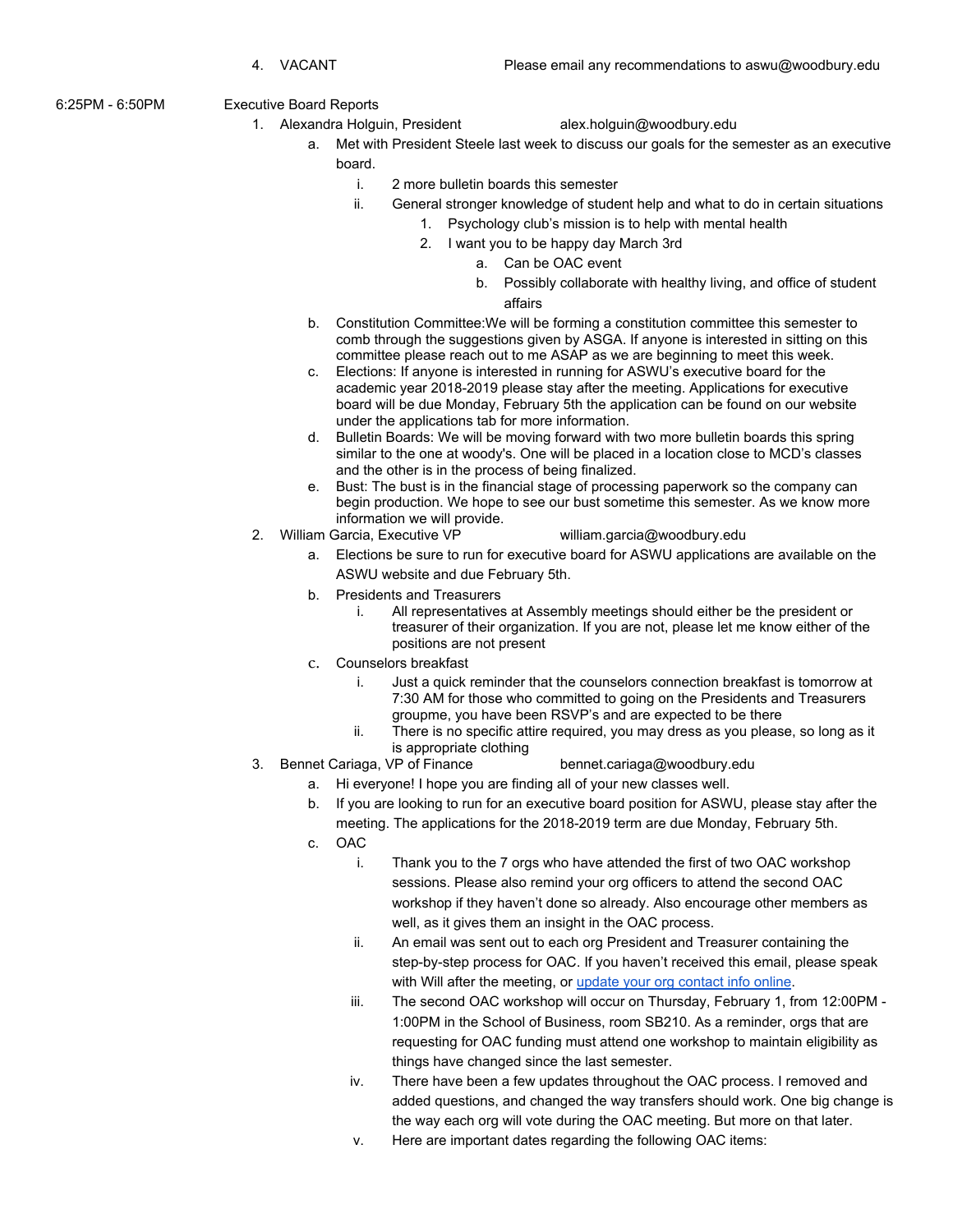4. VACANT Please email any recommendations to aswu@woodbury.edu

6:25PM - 6:50PM Executive Board Reports

1. Alexandra Holguin, President alex.holguin@woodbury.edu
    a. Met with President Steele last week to discuss our goals for the semester as an executive board.
        i. 2 more bulletin boards this semester
        ii. General stronger knowledge of student help and what to do in certain situations
            1. Psychology club's mission is to help with mental health
            2. I want you to be happy day March 3rd
                a. Can be OAC event
                b. Possibly collaborate with healthy living, and office of student affairs
    b. Constitution Committee:We will be forming a constitution committee this semester to comb through the suggestions given by ASGA. If anyone is interested in sitting on this committee please reach out to me ASAP as we are beginning to meet this week.
    c. Elections: If anyone is interested in running for ASWU's executive board for the academic year 2018-2019 please stay after the meeting. Applications for executive board will be due Monday, February 5th the application can be found on our website under the applications tab for more information.
    d. Bulletin Boards: We will be moving forward with two more bulletin boards this spring similar to the one at woody's. One will be placed in a location close to MCD's classes and the other is in the process of being finalized.
    e. Bust: The bust is in the financial stage of processing paperwork so the company can begin production. We hope to see our bust sometime this semester. As we know more information we will provide.
2. William Garcia, Executive VP william.garcia@woodbury.edu
    a. Elections be sure to run for executive board for ASWU applications are available on the ASWU website and due February 5th.
    b. Presidents and Treasurers
        i. All representatives at Assembly meetings should either be the president or treasurer of their organization. If you are not, please let me know either of the positions are not present
    c. Counselors breakfast
        i. Just a quick reminder that the counselors connection breakfast is tomorrow at 7:30 AM for those who committed to going on the Presidents and Treasurers groupme, you have been RSVP's and are expected to be there
        ii. There is no specific attire required, you may dress as you please, so long as it is appropriate clothing
3. Bennet Cariaga, VP of Finance bennet.cariaga@woodbury.edu
    a. Hi everyone! I hope you are finding all of your new classes well.
    b. If you are looking to run for an executive board position for ASWU, please stay after the meeting. The applications for the 2018-2019 term are due Monday, February 5th.
    c. OAC
        i. Thank you to the 7 orgs who have attended the first of two OAC workshop sessions. Please also remind your org officers to attend the second OAC workshop if they haven't done so already. Also encourage other members as well, as it gives them an insight in the OAC process.
        ii. An email was sent out to each org President and Treasurer containing the step-by-step process for OAC. If you haven't received this email, please speak with Will after the meeting, or update your org contact info online.
        iii. The second OAC workshop will occur on Thursday, February 1, from 12:00PM - 1:00PM in the School of Business, room SB210. As a reminder, orgs that are requesting for OAC funding must attend one workshop to maintain eligibility as things have changed since the last semester.
        iv. There have been a few updates throughout the OAC process. I removed and added questions, and changed the way transfers should work. One big change is the way each org will vote during the OAC meeting. But more on that later.
        v. Here are important dates regarding the following OAC items: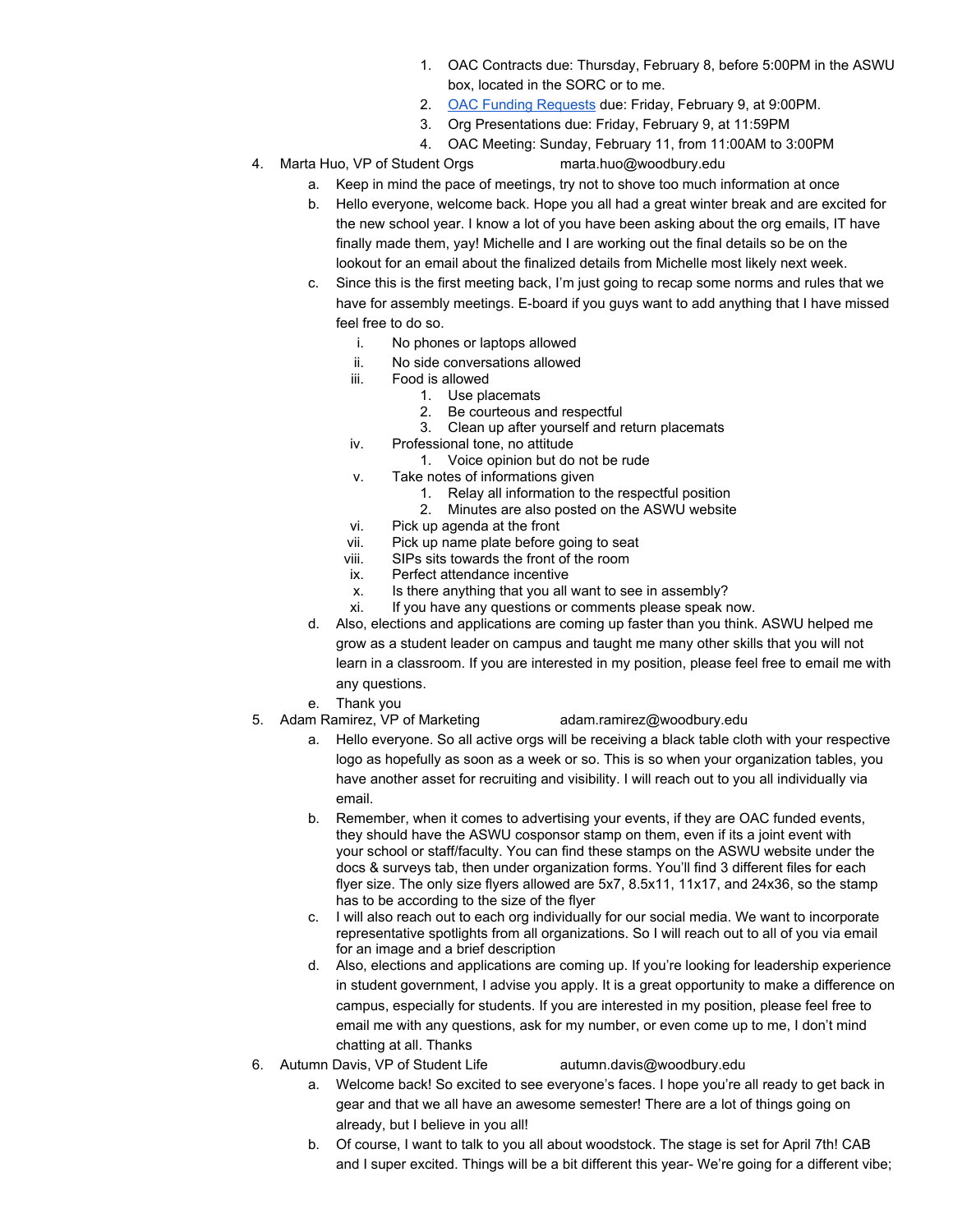1. OAC Contracts due: Thursday, February 8, before 5:00PM in the ASWU box, located in the SORC or to me.
2. [OAC Funding Requests]() due: Friday, February 9, at 9:00PM.
3. Org Presentations due: Friday, February 9, at 11:59PM
4. OAC Meeting: Sunday, February 11, from 11:00AM to 3:00PM

4. Marta Huo, VP of Student Orgs marta.huo@woodbury.edu
   a. Keep in mind the pace of meetings, try not to shove too much information at once
   b. Hello everyone, welcome back. Hope you all had a great winter break and are excited for the new school year. I know a lot of you have been asking about the org emails, IT have finally made them, yay! Michelle and I are working out the final details so be on the lookout for an email about the finalized details from Michelle most likely next week.
   c. Since this is the first meeting back, I'm just going to recap some norms and rules that we have for assembly meetings. E-board if you guys want to add anything that I have missed feel free to do so.
      i. No phones or laptops allowed
      ii. No side conversations allowed
      iii. Food is allowed
         1. Use placemats
         2. Be courteous and respectful
         3. Clean up after yourself and return placemats
      iv. Professional tone, no attitude
         1. Voice opinion but do not be rude
      v. Take notes of informations given
         1. Relay all information to the respectful position
         2. Minutes are also posted on the ASWU website
      vi. Pick up agenda at the front
      vii. Pick up name plate before going to seat
      viii. SIPs sits towards the front of the room
      ix. Perfect attendance incentive
      x. Is there anything that you all want to see in assembly?
      xi. If you have any questions or comments please speak now.
   d. Also, elections and applications are coming up faster than you think. ASWU helped me grow as a student leader on campus and taught me many other skills that you will not learn in a classroom. If you are interested in my position, please feel free to email me with any questions.
   e. Thank you
5. Adam Ramirez, VP of Marketing adam.ramirez@woodbury.edu
   a. Hello everyone. So all active orgs will be receiving a black table cloth with your respective logo as hopefully as soon as a week or so. This is so when your organization tables, you have another asset for recruiting and visibility. I will reach out to you all individually via email.
   b. Remember, when it comes to advertising your events, if they are OAC funded events, they should have the ASWU cosponsor stamp on them, even if its a joint event with your school or staff/faculty. You can find these stamps on the ASWU website under the docs & surveys tab, then under organization forms. You'll find 3 different files for each flyer size. The only size flyers allowed are 5x7, 8.5x11, 11x17, and 24x36, so the stamp has to be according to the size of the flyer
   c. I will also reach out to each org individually for our social media. We want to incorporate representative spotlights from all organizations. So I will reach out to all of you via email for an image and a brief description
   d. Also, elections and applications are coming up. If you're looking for leadership experience in student government, I advise you apply. It is a great opportunity to make a difference on campus, especially for students. If you are interested in my position, please feel free to email me with any questions, ask for my number, or even come up to me, I don't mind chatting at all. Thanks
6. Autumn Davis, VP of Student Life autumn.davis@woodbury.edu
   a. Welcome back! So excited to see everyone's faces. I hope you're all ready to get back in gear and that we all have an awesome semester! There are a lot of things going on already, but I believe in you all!
   b. Of course, I want to talk to you all about woodstock. The stage is set for April 7th! CAB and I super excited. Things will be a bit different this year- We're going for a different vibe;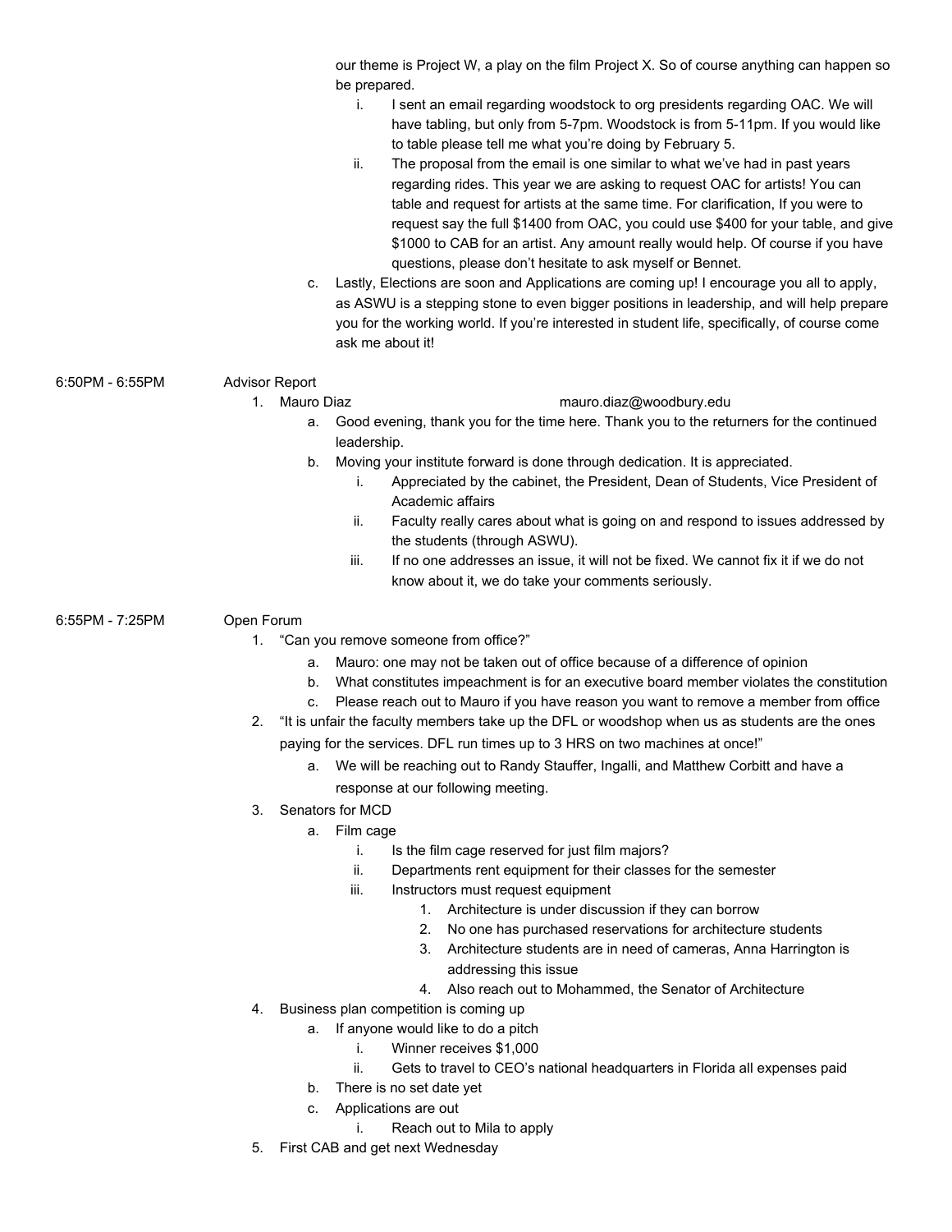our theme is Project W, a play on the film Project X. So of course anything can happen so be prepared.

i. I sent an email regarding woodstock to org presidents regarding OAC. We will have tabling, but only from 5-7pm. Woodstock is from 5-11pm. If you would like to table please tell me what you're doing by February 5.

ii. The proposal from the email is one similar to what we've had in past years regarding rides. This year we are asking to request OAC for artists! You can table and request for artists at the same time. For clarification, If you were to request say the full $1400 from OAC, you could use $400 for your table, and give $1000 to CAB for an artist. Any amount really would help. Of course if you have questions, please don't hesitate to ask myself or Bennet.

c. Lastly, Elections are soon and Applications are coming up! I encourage you all to apply, as ASWU is a stepping stone to even bigger positions in leadership, and will help prepare you for the working world. If you're interested in student life, specifically, of course come ask me about it!

6:50PM - 6:55PM Advisor Report

1. Mauro Diaz mauro.diaz@woodbury.edu
   a. Good evening, thank you for the time here. Thank you to the returners for the continued leadership.
   b. Moving your institute forward is done through dedication. It is appreciated.
      i. Appreciated by the cabinet, the President, Dean of Students, Vice President of Academic affairs
      ii. Faculty really cares about what is going on and respond to issues addressed by the students (through ASWU).
      iii. If no one addresses an issue, it will not be fixed. We cannot fix it if we do not know about it, we do take your comments seriously.

6:55PM - 7:25PM Open Forum

1. "Can you remove someone from office?"
   a. Mauro: one may not be taken out of office because of a difference of opinion
   b. What constitutes impeachment is for an executive board member violates the constitution
   c. Please reach out to Mauro if you have reason you want to remove a member from office
2. "It is unfair the faculty members take up the DFL or woodshop when us as students are the ones paying for the services. DFL run times up to 3 HRS on two machines at once!"
   a. We will be reaching out to Randy Stauffer, Ingalli, and Matthew Corbitt and have a response at our following meeting.
3. Senators for MCD
   a. Film cage
      i. Is the film cage reserved for just film majors?
      ii. Departments rent equipment for their classes for the semester
      iii. Instructors must request equipment
         1. Architecture is under discussion if they can borrow
         2. No one has purchased reservations for architecture students
         3. Architecture students are in need of cameras, Anna Harrington is addressing this issue
         4. Also reach out to Mohammed, the Senator of Architecture
4. Business plan competition is coming up
   a. If anyone would like to do a pitch
      i. Winner receives $1,000
      ii. Gets to travel to CEO's national headquarters in Florida all expenses paid
   b. There is no set date yet
   c. Applications are out
      i. Reach out to Mila to apply
5. First CAB and get next Wednesday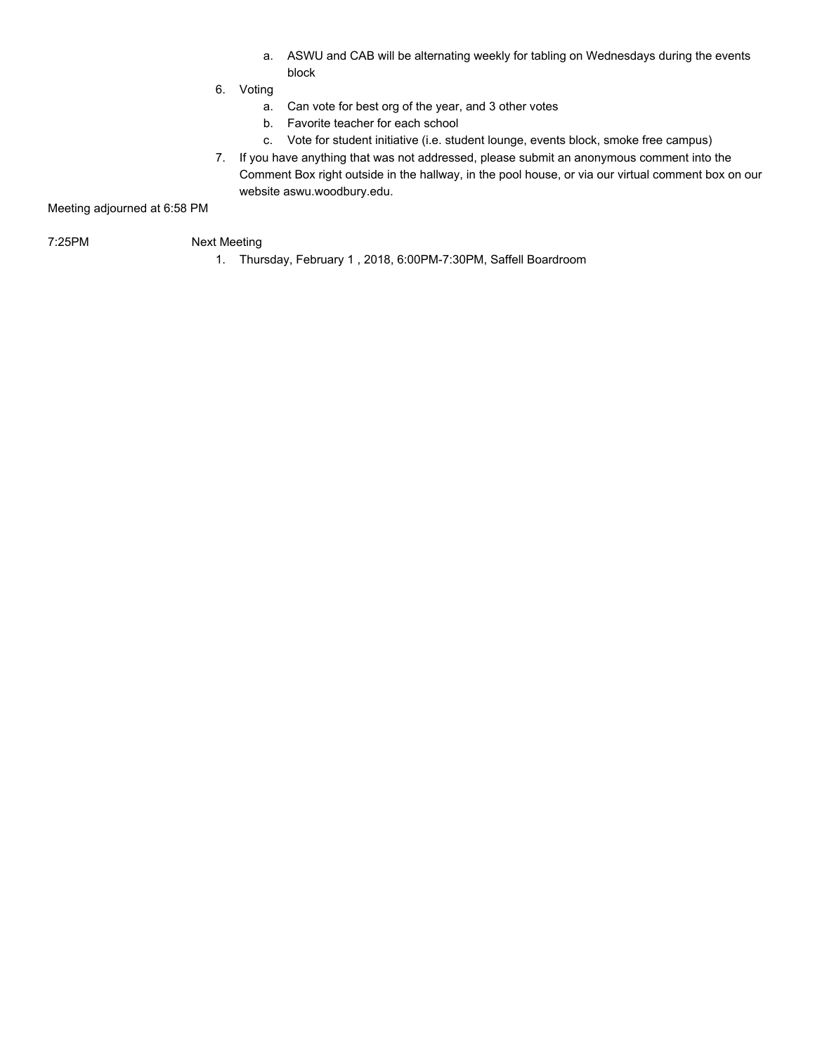a. ASWU and CAB will be alternating weekly for tabling on Wednesdays during the events block

6. Voting
   a. Can vote for best org of the year, and 3 other votes
   b. Favorite teacher for each school
   c. Vote for student initiative (i.e. student lounge, events block, smoke free campus)
7. If you have anything that was not addressed, please submit an anonymous comment into the Comment Box right outside in the hallway, in the pool house, or via our virtual comment box on our website aswu.woodbury.edu.

Meeting adjourned at 6:58 PM

7:25PM Next Meeting

1. Thursday, February 1 , 2018, 6:00PM-7:30PM, Saffell Boardroom